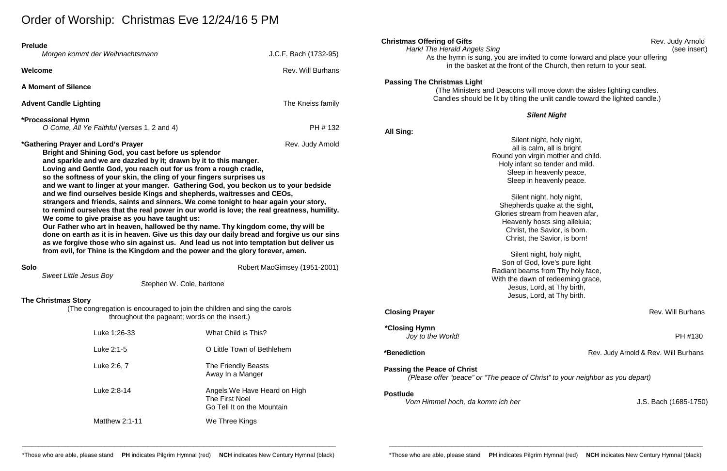# Order of Worship: Christmas Eve 12/24/16 5 PM

**Prelude**
*Morgen kommt der Weihnachtsmann* — J.C.F. Bach (1732-95)

**Welcome** — Rev. Will Burhans

**A Moment of Silence**

**Advent Candle Lighting** — The Kneiss family

***Processional Hymn**
*O Come, All Ye Faithful* (verses 1, 2 and 4) — PH # 132

***Gathering Prayer and Lord's Prayer** — Rev. Judy Arnold

**Bright and Shining God, you cast before us splendor and sparkle and we are dazzled by it; drawn by it to this manger. Loving and Gentle God, you reach out for us from a rough cradle, so the softness of your skin, the cling of your fingers surprises us and we want to linger at your manger. Gathering God, you beckon us to your bedside and we find ourselves beside Kings and shepherds, waitresses and CEOs, strangers and friends, saints and sinners. We come tonight to hear again your story, to remind ourselves that the real power in our world is love; the real greatness, humility. We come to give praise as you have taught us:**
**Our Father who art in heaven, hallowed be thy name. Thy kingdom come, thy will be done on earth as it is in heaven. Give us this day our daily bread and forgive us our sins as we forgive those who sin against us. And lead us not into temptation but deliver us from evil, for Thine is the Kingdom and the power and the glory forever, amen.**

**Solo** — Robert MacGimsey (1951-2001)
*Sweet Little Jesus Boy*
Stephen W. Cole, baritone

**The Christmas Story**
(The congregation is encouraged to join the children and sing the carols throughout the pageant; words on the insert.)

| | |
|---|---|
| Luke 1:26-33 | What Child is This? |
| Luke 2:1-5 | O Little Town of Bethlehem |
| Luke 2:6, 7 | The Friendly Beasts<br>Away In a Manger |
| Luke 2:8-14 | Angels We Have Heard on High<br>The First Noel<br>Go Tell It on the Mountain |
| Matthew 2:1-11 | We Three Kings |

**Christmas Offering of Gifts** — Rev. Judy Arnold
*Hark! The Herald Angels Sing* (see insert)
As the hymn is sung, you are invited to come forward and place your offering in the basket at the front of the Church, then return to your seat.

**Passing The Christmas Light**
(The Ministers and Deacons will move down the aisles lighting candles. Candles should be lit by tilting the unlit candle toward the lighted candle.)

***Silent Night***

**All Sing:**

Silent night, holy night,
all is calm, all is bright
Round yon virgin mother and child.
Holy infant so tender and mild.
Sleep in heavenly peace,
Sleep in heavenly peace.

Silent night, holy night,
Shepherds quake at the sight,
Glories stream from heaven afar,
Heavenly hosts sing alleluia;
Christ, the Savior, is born.
Christ, the Savior, is born!

Silent night, holy night,
Son of God, love's pure light
Radiant beams from Thy holy face,
With the dawn of redeeming grace,
Jesus, Lord, at Thy birth,
Jesus, Lord, at Thy birth.

**Closing Prayer** — Rev. Will Burhans

***Closing Hymn**
*Joy to the World!* — PH #130

***Benediction** — Rev. Judy Arnold & Rev. Will Burhans

**Passing the Peace of Christ**
*(Please offer "peace" or "The peace of Christ" to your neighbor as you depart)*

**Postlude**
*Vom Himmel hoch, da komm ich her* — J.S. Bach (1685-1750)

*Those who are able, please stand **PH** indicates Pilgrim Hymnal (red) **NCH** indicates New Century Hymnal (black)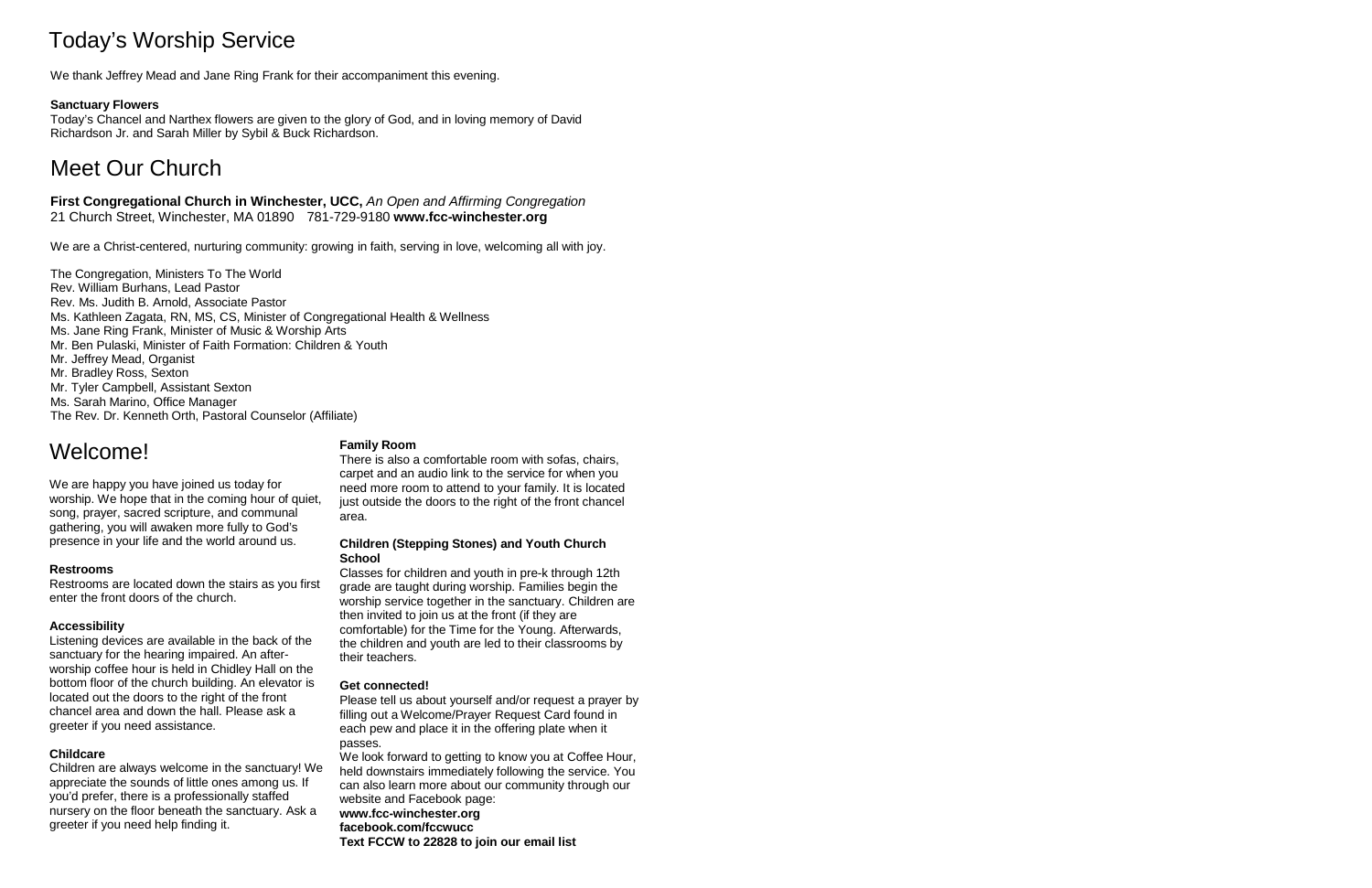# Today's Worship Service

We thank Jeffrey Mead and Jane Ring Frank for their accompaniment this evening.

**Sanctuary Flowers**
Today's Chancel and Narthex flowers are given to the glory of God, and in loving memory of David Richardson Jr. and Sarah Miller by Sybil & Buck Richardson.

# Meet Our Church

**First Congregational Church in Winchester, UCC,** *An Open and Affirming Congregation*
21 Church Street, Winchester, MA 01890 781-729-9180 **www.fcc-winchester.org**

We are a Christ-centered, nurturing community: growing in faith, serving in love, welcoming all with joy.

The Congregation, Ministers To The World
Rev. William Burhans, Lead Pastor
Rev. Ms. Judith B. Arnold, Associate Pastor
Ms. Kathleen Zagata, RN, MS, CS, Minister of Congregational Health & Wellness
Ms. Jane Ring Frank, Minister of Music & Worship Arts
Mr. Ben Pulaski, Minister of Faith Formation: Children & Youth
Mr. Jeffrey Mead, Organist
Mr. Bradley Ross, Sexton
Mr. Tyler Campbell, Assistant Sexton
Ms. Sarah Marino, Office Manager
The Rev. Dr. Kenneth Orth, Pastoral Counselor (Affiliate)

# Welcome!

We are happy you have joined us today for worship. We hope that in the coming hour of quiet, song, prayer, sacred scripture, and communal gathering, you will awaken more fully to God's presence in your life and the world around us.

**Restrooms**
Restrooms are located down the stairs as you first enter the front doors of the church.

**Accessibility**
Listening devices are available in the back of the sanctuary for the hearing impaired. An after-worship coffee hour is held in Chidley Hall on the bottom floor of the church building. An elevator is located out the doors to the right of the front chancel area and down the hall. Please ask a greeter if you need assistance.

**Childcare**
Children are always welcome in the sanctuary! We appreciate the sounds of little ones among us. If you'd prefer, there is a professionally staffed nursery on the floor beneath the sanctuary. Ask a greeter if you need help finding it.

**Family Room**
There is also a comfortable room with sofas, chairs, carpet and an audio link to the service for when you need more room to attend to your family. It is located just outside the doors to the right of the front chancel area.

**Children (Stepping Stones) and Youth Church School**
Classes for children and youth in pre-k through 12th grade are taught during worship. Families begin the worship service together in the sanctuary. Children are then invited to join us at the front (if they are comfortable) for the Time for the Young. Afterwards, the children and youth are led to their classrooms by their teachers.

**Get connected!**
Please tell us about yourself and/or request a prayer by filling out a Welcome/Prayer Request Card found in each pew and place it in the offering plate when it passes.
We look forward to getting to know you at Coffee Hour, held downstairs immediately following the service. You can also learn more about our community through our website and Facebook page:
**www.fcc-winchester.org**
**facebook.com/fccwucc**
**Text FCCW to 22828 to join our email list**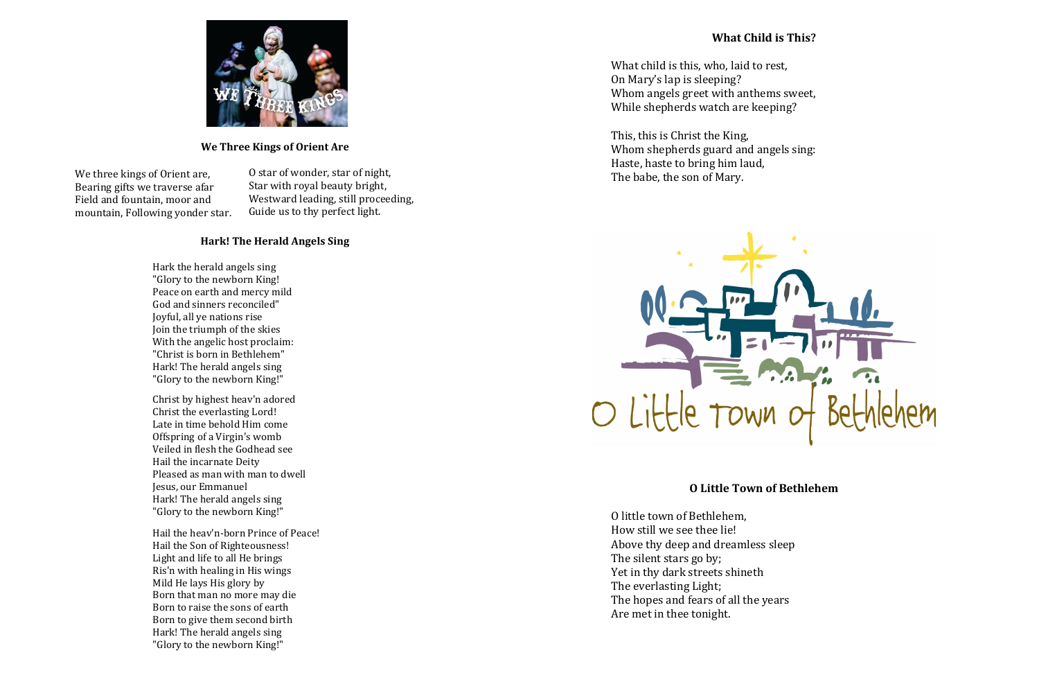### We Three Kings of Orient Are

We three kings of Orient are,
Bearing gifts we traverse afar
Field and fountain, moor and mountain, Following yonder star.

O star of wonder, star of night,
Star with royal beauty bright,
Westward leading, still proceeding,
Guide us to thy perfect light.

### Hark! The Herald Angels Sing

Hark the herald angels sing
"Glory to the newborn King!
Peace on earth and mercy mild
God and sinners reconciled"
Joyful, all ye nations rise
Join the triumph of the skies
With the angelic host proclaim:
"Christ is born in Bethlehem"
Hark! The herald angels sing
"Glory to the newborn King!"

Christ by highest heav'n adored
Christ the everlasting Lord!
Late in time behold Him come
Offspring of a Virgin's womb
Veiled in flesh the Godhead see
Hail the incarnate Deity
Pleased as man with man to dwell
Jesus, our Emmanuel
Hark! The herald angels sing
"Glory to the newborn King!"

Hail the heav'n-born Prince of Peace!
Hail the Son of Righteousness!
Light and life to all He brings
Ris'n with healing in His wings
Mild He lays His glory by
Born that man no more may die
Born to raise the sons of earth
Born to give them second birth
Hark! The herald angels sing
"Glory to the newborn King!"

### What Child is This?

What child is this, who, laid to rest,
On Mary's lap is sleeping?
Whom angels greet with anthems sweet,
While shepherds watch are keeping?

This, this is Christ the King,
Whom shepherds guard and angels sing:
Haste, haste to bring him laud,
The babe, the son of Mary.

### O Little Town of Bethlehem

O little town of Bethlehem,
How still we see thee lie!
Above thy deep and dreamless sleep
The silent stars go by;
Yet in thy dark streets shineth
The everlasting Light;
The hopes and fears of all the years
Are met in thee tonight.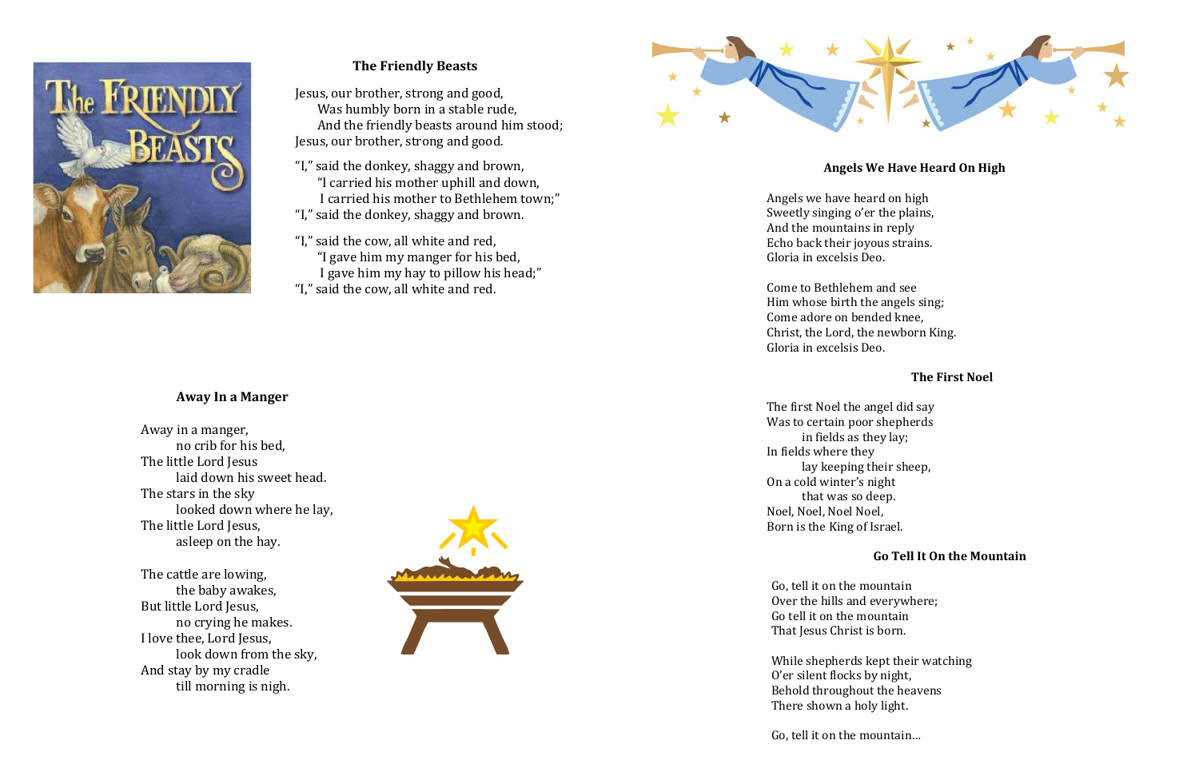### The Friendly Beasts

Jesus, our brother, strong and good,
Was humbly born in a stable rude,
And the friendly beasts around him stood;
Jesus, our brother, strong and good.

"I," said the donkey, shaggy and brown,
"I carried his mother uphill and down,
I carried his mother to Bethlehem town;"
"I," said the donkey, shaggy and brown.

"I," said the cow, all white and red,
"I gave him my manger for his bed,
I gave him my hay to pillow his head;"
"I," said the cow, all white and red.

### Away In a Manger

Away in a manger,
no crib for his bed,
The little Lord Jesus
laid down his sweet head.
The stars in the sky
looked down where he lay,
The little Lord Jesus,
asleep on the hay.

The cattle are lowing,
the baby awakes,
But little Lord Jesus,
no crying he makes.
I love thee, Lord Jesus,
look down from the sky,
And stay by my cradle
till morning is nigh.

### Angels We Have Heard On High

Angels we have heard on high
Sweetly singing o'er the plains,
And the mountains in reply
Echo back their joyous strains.
Gloria in excelsis Deo.

Come to Bethlehem and see
Him whose birth the angels sing;
Come adore on bended knee,
Christ, the Lord, the newborn King.
Gloria in excelsis Deo.

### The First Noel

The first Noel the angel did say
Was to certain poor shepherds
in fields as they lay;
In fields where they
lay keeping their sheep,
On a cold winter's night
that was so deep.
Noel, Noel, Noel Noel,
Born is the King of Israel.

### Go Tell It On the Mountain

Go, tell it on the mountain
Over the hills and everywhere;
Go tell it on the mountain
That Jesus Christ is born.

While shepherds kept their watching
O'er silent flocks by night,
Behold throughout the heavens
There shown a holy light.

Go, tell it on the mountain…